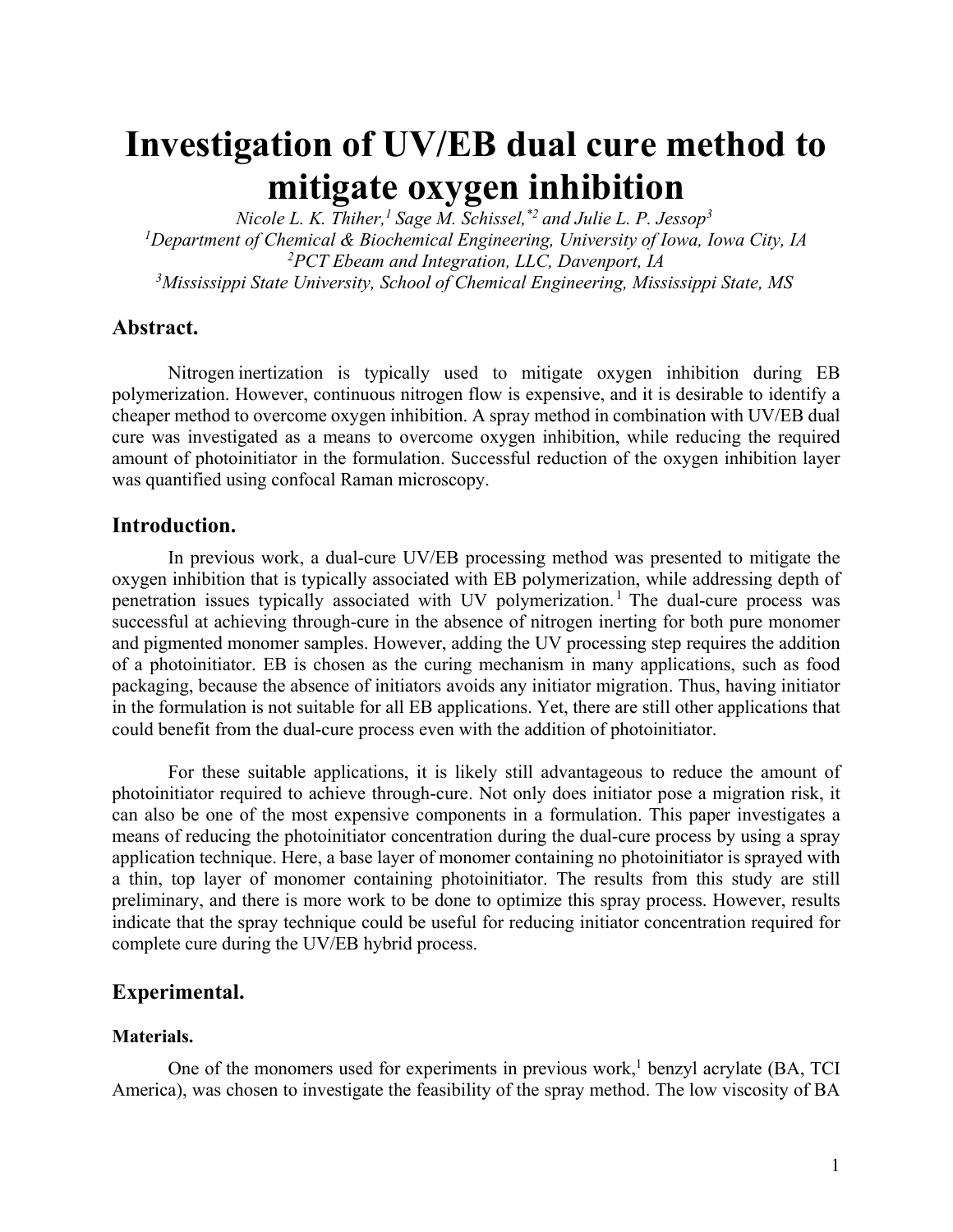# Investigation of UV/EB dual cure method to mitigate oxygen inhibition

*Nicole L. K. Thiher,[1] Sage M. Schissel,[*2] and Julie L. P. Jessop[3]*

*[1]Department of Chemical & Biochemical Engineering, University of Iowa, Iowa City, IA*

*[2]PCT Ebeam and Integration, LLC, Davenport, IA*

*[3]Mississippi State University, School of Chemical Engineering, Mississippi State, MS*

## Abstract.

Nitrogen inertization is typically used to mitigate oxygen inhibition during EB polymerization. However, continuous nitrogen flow is expensive, and it is desirable to identify a cheaper method to overcome oxygen inhibition. A spray method in combination with UV/EB dual cure was investigated as a means to overcome oxygen inhibition, while reducing the required amount of photoinitiator in the formulation. Successful reduction of the oxygen inhibition layer was quantified using confocal Raman microscopy.

## Introduction.

In previous work, a dual-cure UV/EB processing method was presented to mitigate the oxygen inhibition that is typically associated with EB polymerization, while addressing depth of penetration issues typically associated with UV polymerization.[1] The dual-cure process was successful at achieving through-cure in the absence of nitrogen inerting for both pure monomer and pigmented monomer samples. However, adding the UV processing step requires the addition of a photoinitiator. EB is chosen as the curing mechanism in many applications, such as food packaging, because the absence of initiators avoids any initiator migration. Thus, having initiator in the formulation is not suitable for all EB applications. Yet, there are still other applications that could benefit from the dual-cure process even with the addition of photoinitiator.

For these suitable applications, it is likely still advantageous to reduce the amount of photoinitiator required to achieve through-cure. Not only does initiator pose a migration risk, it can also be one of the most expensive components in a formulation. This paper investigates a means of reducing the photoinitiator concentration during the dual-cure process by using a spray application technique. Here, a base layer of monomer containing no photoinitiator is sprayed with a thin, top layer of monomer containing photoinitiator. The results from this study are still preliminary, and there is more work to be done to optimize this spray process. However, results indicate that the spray technique could be useful for reducing initiator concentration required for complete cure during the UV/EB hybrid process.

## Experimental.

### Materials.

One of the monomers used for experiments in previous work,[1] benzyl acrylate (BA, TCI America), was chosen to investigate the feasibility of the spray method. The low viscosity of BA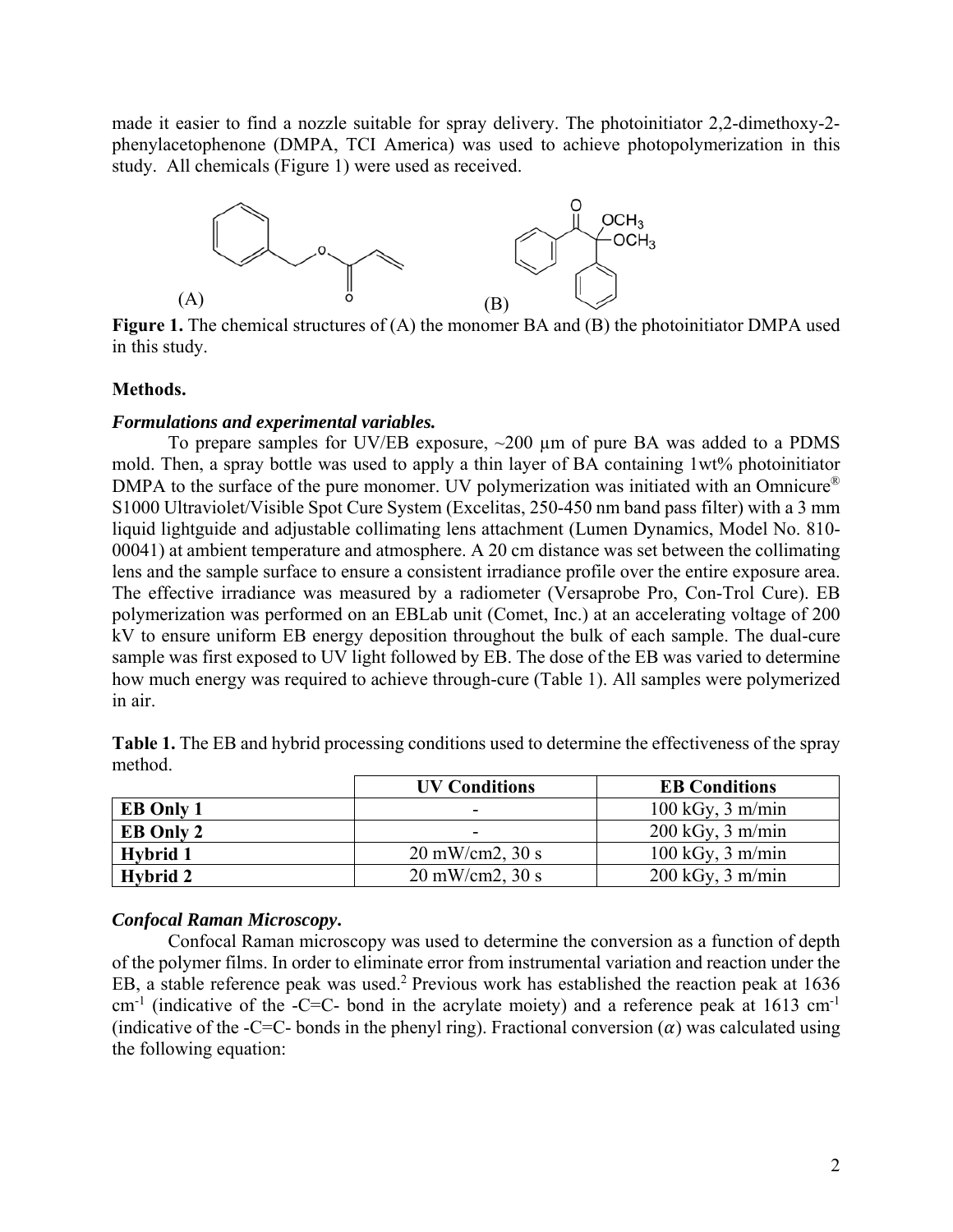made it easier to find a nozzle suitable for spray delivery. The photoinitiator 2,2-dimethoxy-2-phenylacetophenone (DMPA, TCI America) was used to achieve photopolymerization in this study. All chemicals (Figure 1) were used as received.

(A) (B)

**Figure 1.** The chemical structures of (A) the monomer BA and (B) the photoinitiator DMPA used in this study.

**Methods.**

***Formulations and experimental variables.***

To prepare samples for UV/EB exposure, ~200 µm of pure BA was added to a PDMS mold. Then, a spray bottle was used to apply a thin layer of BA containing 1wt% photoinitiator DMPA to the surface of the pure monomer. UV polymerization was initiated with an Omnicure® S1000 Ultraviolet/Visible Spot Cure System (Excelitas, 250-450 nm band pass filter) with a 3 mm liquid lightguide and adjustable collimating lens attachment (Lumen Dynamics, Model No. 810-00041) at ambient temperature and atmosphere. A 20 cm distance was set between the collimating lens and the sample surface to ensure a consistent irradiance profile over the entire exposure area. The effective irradiance was measured by a radiometer (Versaprobe Pro, Con-Trol Cure). EB polymerization was performed on an EBLab unit (Comet, Inc.) at an accelerating voltage of 200 kV to ensure uniform EB energy deposition throughout the bulk of each sample. The dual-cure sample was first exposed to UV light followed by EB. The dose of the EB was varied to determine how much energy was required to achieve through-cure (Table 1). All samples were polymerized in air.

**Table 1.** The EB and hybrid processing conditions used to determine the effectiveness of the spray method.

| | UV Conditions | EB Conditions |
|---|---|---|
| **EB Only 1** | - | 100 kGy, 3 m/min |
| **EB Only 2** | - | 200 kGy, 3 m/min |
| **Hybrid 1** | 20 mW/cm2, 30 s | 100 kGy, 3 m/min |
| **Hybrid 2** | 20 mW/cm2, 30 s | 200 kGy, 3 m/min |

***Confocal Raman Microscopy.***

Confocal Raman microscopy was used to determine the conversion as a function of depth of the polymer films. In order to eliminate error from instrumental variation and reaction under the EB, a stable reference peak was used.[2] Previous work has established the reaction peak at 1636 $cm^{-1}$ (indicative of the -C=C- bond in the acrylate moiety) and a reference peak at 1613 $cm^{-1}$ (indicative of the -C=C- bonds in the phenyl ring). Fractional conversion ($\alpha$) was calculated using the following equation: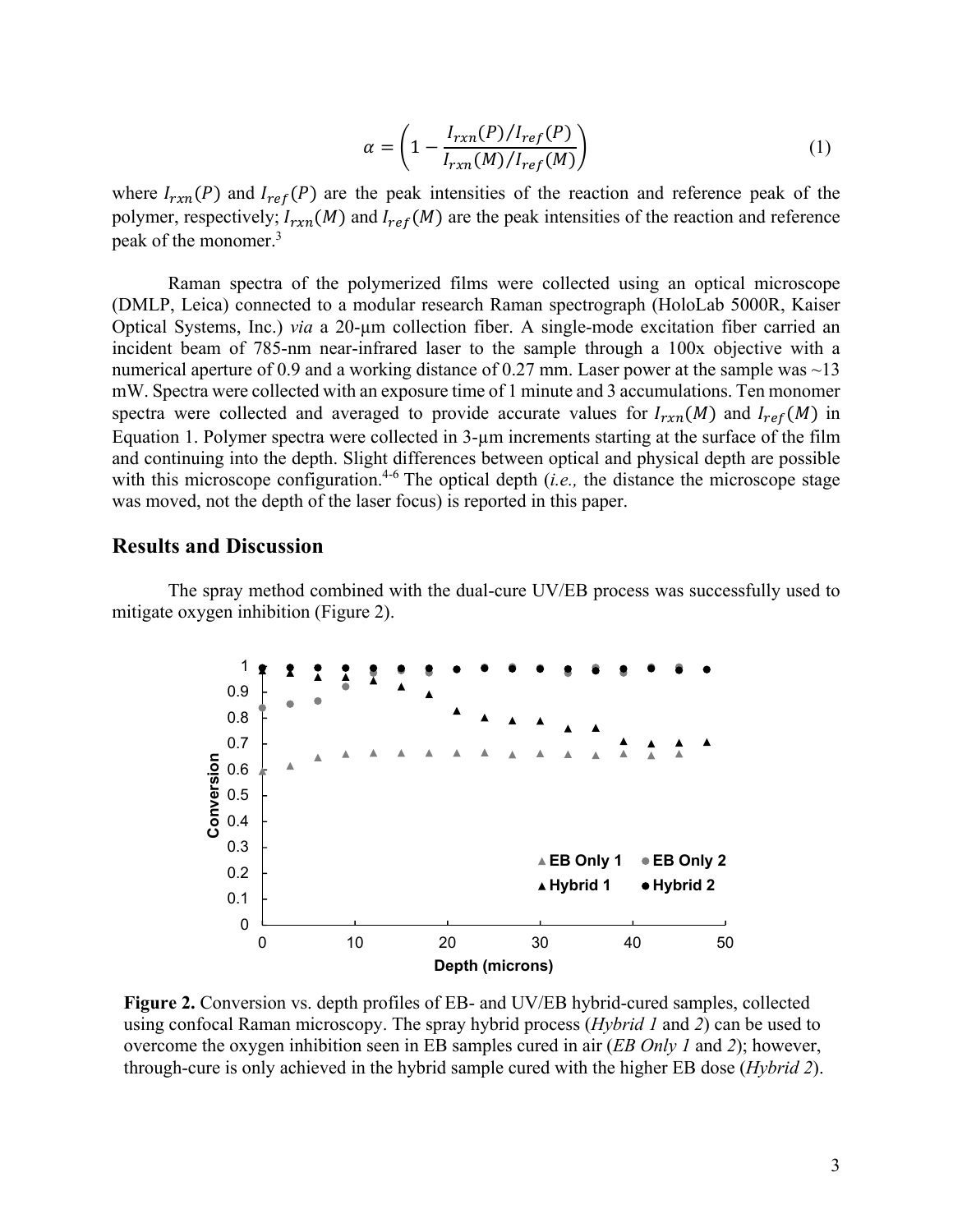$$\alpha = \left(1 - \frac{I_{rxn}(P)/I_{ref}(P)}{I_{rxn}(M)/I_{ref}(M)}\right) \tag{1}$$

where $I_{rxn}(P)$ and $I_{ref}(P)$ are the peak intensities of the reaction and reference peak of the polymer, respectively; $I_{rxn}(M)$ and $I_{ref}(M)$ are the peak intensities of the reaction and reference peak of the monomer.[3]

Raman spectra of the polymerized films were collected using an optical microscope (DMLP, Leica) connected to a modular research Raman spectrograph (HoloLab 5000R, Kaiser Optical Systems, Inc.) *via* a 20-μm collection fiber. A single-mode excitation fiber carried an incident beam of 785-nm near-infrared laser to the sample through a 100x objective with a numerical aperture of 0.9 and a working distance of 0.27 mm. Laser power at the sample was ~13 mW. Spectra were collected with an exposure time of 1 minute and 3 accumulations. Ten monomer spectra were collected and averaged to provide accurate values for $I_{rxn}(M)$ and $I_{ref}(M)$ in Equation 1. Polymer spectra were collected in 3-μm increments starting at the surface of the film and continuing into the depth. Slight differences between optical and physical depth are possible with this microscope configuration.[4-6] The optical depth (*i.e.,* the distance the microscope stage was moved, not the depth of the laser focus) is reported in this paper.

## Results and Discussion

The spray method combined with the dual-cure UV/EB process was successfully used to mitigate oxygen inhibition (Figure 2).

Conversion
1
0.9
0.8
0.7
0.6
0.5
0.4
0.3
0.2
0.1
0
0
10
20
30
40
50
Depth (microns)
EB Only 1
EB Only 2
Hybrid 1
Hybrid 2

**Figure 2.** Conversion vs. depth profiles of EB- and UV/EB hybrid-cured samples, collected using confocal Raman microscopy. The spray hybrid process (*Hybrid 1* and *2*) can be used to overcome the oxygen inhibition seen in EB samples cured in air (*EB Only 1* and *2*); however, through-cure is only achieved in the hybrid sample cured with the higher EB dose (*Hybrid 2*).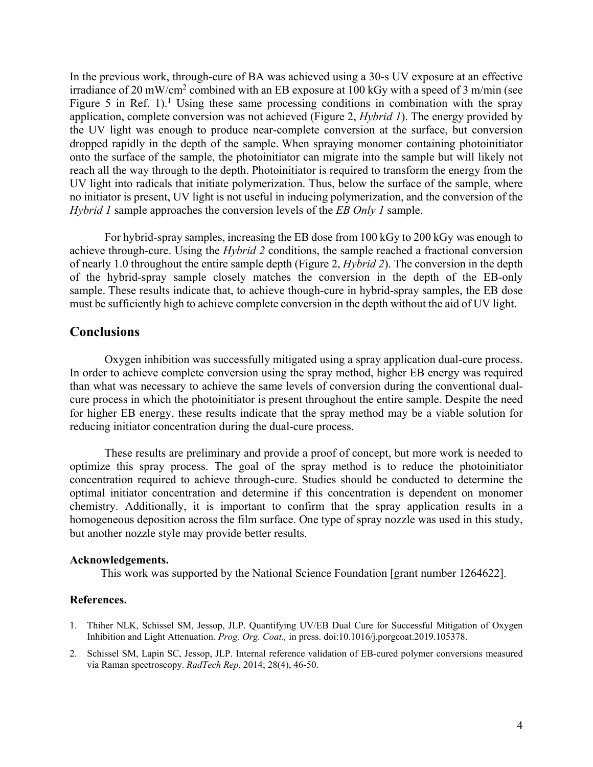In the previous work, through-cure of BA was achieved using a 30-s UV exposure at an effective irradiance of 20 $mW/cm^2$ combined with an EB exposure at 100 kGy with a speed of 3 m/min (see Figure 5 in Ref. 1).[1] Using these same processing conditions in combination with the spray application, complete conversion was not achieved (Figure 2, *Hybrid 1*). The energy provided by the UV light was enough to produce near-complete conversion at the surface, but conversion dropped rapidly in the depth of the sample. When spraying monomer containing photoinitiator onto the surface of the sample, the photoinitiator can migrate into the sample but will likely not reach all the way through to the depth. Photoinitiator is required to transform the energy from the UV light into radicals that initiate polymerization. Thus, below the surface of the sample, where no initiator is present, UV light is not useful in inducing polymerization, and the conversion of the *Hybrid 1* sample approaches the conversion levels of the *EB Only 1* sample.

For hybrid-spray samples, increasing the EB dose from 100 kGy to 200 kGy was enough to achieve through-cure. Using the *Hybrid 2* conditions, the sample reached a fractional conversion of nearly 1.0 throughout the entire sample depth (Figure 2, *Hybrid 2*). The conversion in the depth of the hybrid-spray sample closely matches the conversion in the depth of the EB-only sample. These results indicate that, to achieve though-cure in hybrid-spray samples, the EB dose must be sufficiently high to achieve complete conversion in the depth without the aid of UV light.

## Conclusions

Oxygen inhibition was successfully mitigated using a spray application dual-cure process. In order to achieve complete conversion using the spray method, higher EB energy was required than what was necessary to achieve the same levels of conversion during the conventional dual-cure process in which the photoinitiator is present throughout the entire sample. Despite the need for higher EB energy, these results indicate that the spray method may be a viable solution for reducing initiator concentration during the dual-cure process.

These results are preliminary and provide a proof of concept, but more work is needed to optimize this spray process. The goal of the spray method is to reduce the photoinitiator concentration required to achieve through-cure. Studies should be conducted to determine the optimal initiator concentration and determine if this concentration is dependent on monomer chemistry. Additionally, it is important to confirm that the spray application results in a homogeneous deposition across the film surface. One type of spray nozzle was used in this study, but another nozzle style may provide better results.

**Acknowledgements.**

This work was supported by the National Science Foundation [grant number 1264622].

**References.**

1. Thiher NLK, Schissel SM, Jessop, JLP. Quantifying UV/EB Dual Cure for Successful Mitigation of Oxygen Inhibition and Light Attenuation. *Prog. Org. Coat.,* in press. doi:10.1016/j.porgcoat.2019.105378.
2. Schissel SM, Lapin SC, Jessop, JLP. Internal reference validation of EB-cured polymer conversions measured via Raman spectroscopy. *RadTech Rep*. 2014; 28(4), 46-50.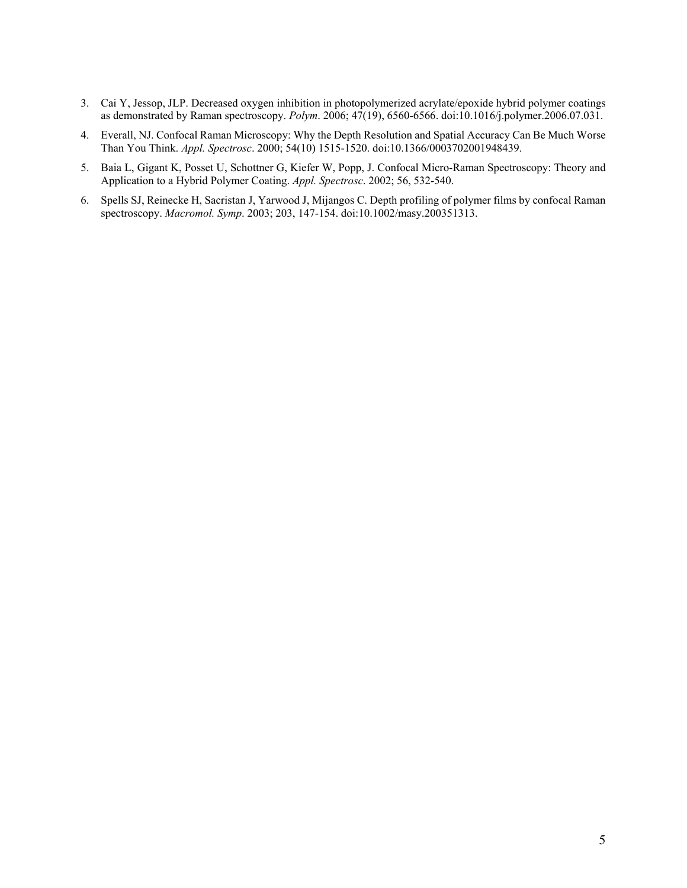3. Cai Y, Jessop, JLP. Decreased oxygen inhibition in photopolymerized acrylate/epoxide hybrid polymer coatings as demonstrated by Raman spectroscopy. *Polym*. 2006; 47(19), 6560-6566. doi:10.1016/j.polymer.2006.07.031.
4. Everall, NJ. Confocal Raman Microscopy: Why the Depth Resolution and Spatial Accuracy Can Be Much Worse Than You Think. *Appl. Spectrosc*. 2000; 54(10) 1515-1520. doi:10.1366/0003702001948439.
5. Baia L, Gigant K, Posset U, Schottner G, Kiefer W, Popp, J. Confocal Micro-Raman Spectroscopy: Theory and Application to a Hybrid Polymer Coating. *Appl. Spectrosc*. 2002; 56, 532-540.
6. Spells SJ, Reinecke H, Sacristan J, Yarwood J, Mijangos C. Depth profiling of polymer films by confocal Raman spectroscopy. *Macromol. Symp*. 2003; 203, 147-154. doi:10.1002/masy.200351313.